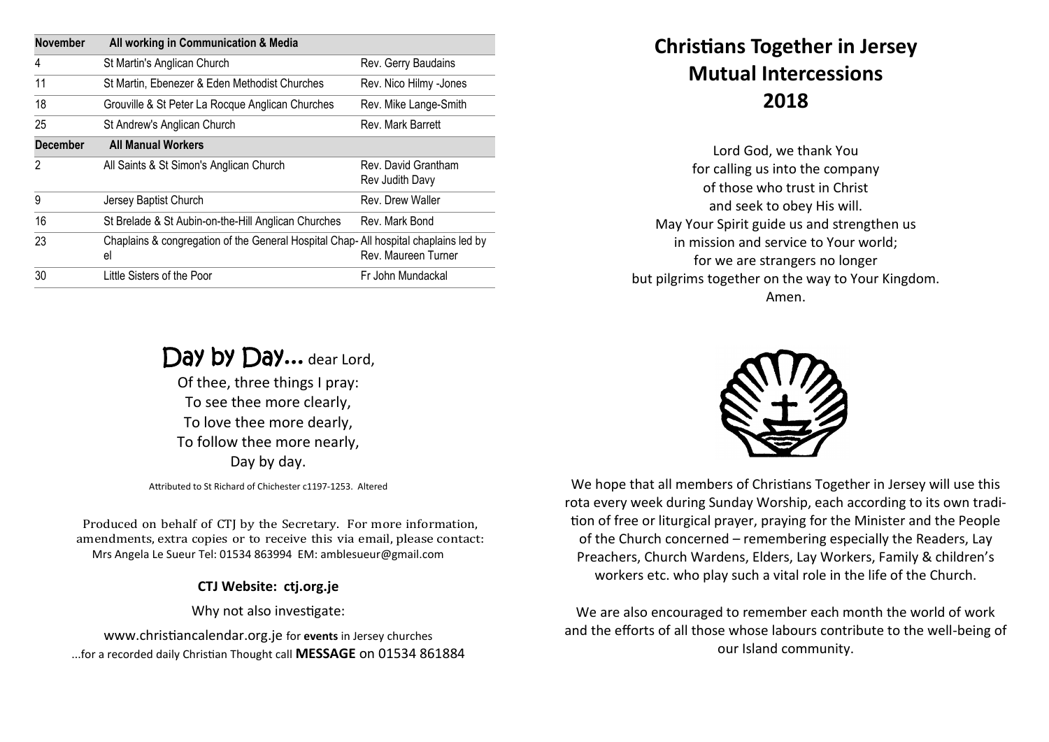| November | All working in Communication & Media | |
|---|---|---|
| 4 | St Martin's Anglican Church | Rev. Gerry Baudains |
| 11 | St Martin, Ebenezer & Eden Methodist Churches | Rev. Nico Hilmy -Jones |
| 18 | Grouville & St Peter La Rocque Anglican Churches | Rev. Mike Lange-Smith |
| 25 | St Andrew's Anglican Church | Rev. Mark Barrett |
| **December** | **All Manual Workers** | |
| 2 | All Saints & St Simon's Anglican Church | Rev. David Grantham<br>Rev Judith Davy |
| 9 | Jersey Baptist Church | Rev. Drew Waller |
| 16 | St Brelade & St Aubin-on-the-Hill Anglican Churches | Rev. Mark Bond |
| 23 | Chaplains & congregation of the General Hospital Chapel | All hospital chaplains led by Rev. Maureen Turner |
| 30 | Little Sisters of the Poor | Fr John Mundackal |

## Day by Day... dear Lord,

Of thee, three things I pray:
To see thee more clearly,
To love thee more dearly,
To follow thee more nearly,
Day by day.

Attributed to St Richard of Chichester c1197-1253. Altered

Produced on behalf of CTJ by the Secretary. For more information, amendments, extra copies or to receive this via email, please contact: Mrs Angela Le Sueur Tel: 01534 863994 EM: amblesueur@gmail.com

**CTJ Website: ctj.org.je**

Why not also investigate:

www.christiancalendar.org.je for **events** in Jersey churches
...for a recorded daily Christian Thought call **MESSAGE** on 01534 861884

# Christians Together in Jersey Mutual Intercessions 2018

Lord God, we thank You
for calling us into the company
of those who trust in Christ
and seek to obey His will.
May Your Spirit guide us and strengthen us
in mission and service to Your world;
for we are strangers no longer
but pilgrims together on the way to Your Kingdom.
Amen.

We hope that all members of Christians Together in Jersey will use this rota every week during Sunday Worship, each according to its own tradition of free or liturgical prayer, praying for the Minister and the People of the Church concerned – remembering especially the Readers, Lay Preachers, Church Wardens, Elders, Lay Workers, Family & children's workers etc. who play such a vital role in the life of the Church.

We are also encouraged to remember each month the world of work and the efforts of all those whose labours contribute to the well-being of our Island community.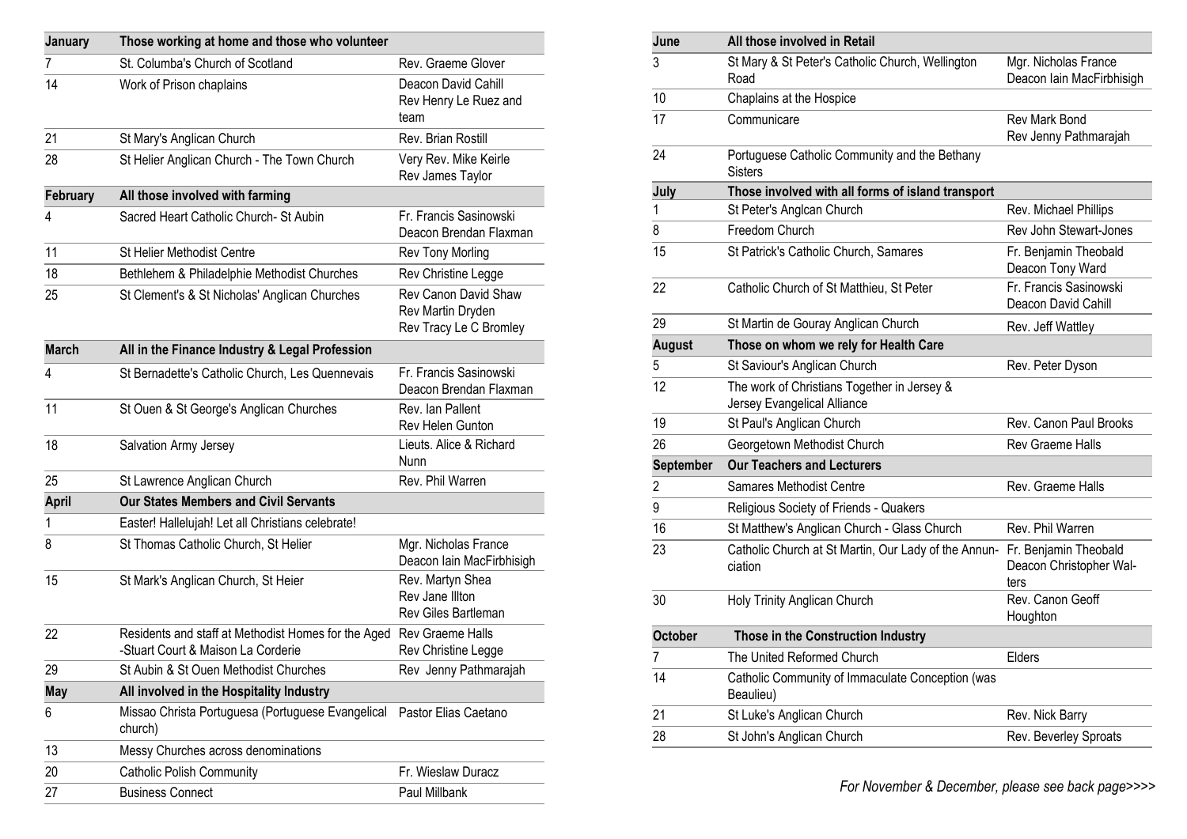| | | |
|---|---|---|
| **January** | **Those working at home and those who volunteer** | |
| 7 | St. Columba's Church of Scotland | Rev. Graeme Glover |
| 14 | Work of Prison chaplains | Deacon David Cahill<br>Rev Henry Le Ruez and team |
| 21 | St Mary's Anglican Church | Rev. Brian Rostill |
| 28 | St Helier Anglican Church - The Town Church | Very Rev. Mike Keirle<br>Rev James Taylor |
| **February** | **All those involved with farming** | |
| 4 | Sacred Heart Catholic Church- St Aubin | Fr. Francis Sasinowski<br>Deacon Brendan Flaxman |
| 11 | St Helier Methodist Centre | Rev Tony Morling |
| 18 | Bethlehem & Philadelphie Methodist Churches | Rev Christine Legge |
| 25 | St Clement's & St Nicholas' Anglican Churches | Rev Canon David Shaw<br>Rev Martin Dryden<br>Rev Tracy Le C Bromley |
| **March** | **All in the Finance Industry & Legal Profession** | |
| 4 | St Bernadette's Catholic Church, Les Quennevais | Fr. Francis Sasinowski<br>Deacon Brendan Flaxman |
| 11 | St Ouen & St George's Anglican Churches | Rev. Ian Pallent<br>Rev Helen Gunton |
| 18 | Salvation Army Jersey | Lieuts. Alice & Richard Nunn |
| 25 | St Lawrence Anglican Church | Rev. Phil Warren |
| **April** | **Our States Members and Civil Servants** | |
| 1 | Easter! Hallelujah! Let all Christians celebrate! | |
| 8 | St Thomas Catholic Church, St Helier | Mgr. Nicholas France<br>Deacon Iain MacFirbhisigh |
| 15 | St Mark's Anglican Church, St Heier | Rev. Martyn Shea<br>Rev Jane Illton<br>Rev Giles Bartleman |
| 22 | Residents and staff at Methodist Homes for the Aged -Stuart Court & Maison La Corderie | Rev Graeme Halls<br>Rev Christine Legge |
| 29 | St Aubin & St Ouen Methodist Churches | Rev Jenny Pathmarajah |
| **May** | **All involved in the Hospitality Industry** | |
| 6 | Missao Christa Portuguesa (Portuguese Evangelical church) | Pastor Elias Caetano |
| 13 | Messy Churches across denominations | |
| 20 | Catholic Polish Community | Fr. Wieslaw Duracz |
| 27 | Business Connect | Paul Millbank |
| **June** | **All those involved in Retail** | |
| 3 | St Mary & St Peter's Catholic Church, Wellington Road | Mgr. Nicholas France<br>Deacon Iain MacFirbhisigh |
| 10 | Chaplains at the Hospice | |
| 17 | Communicare | Rev Mark Bond<br>Rev Jenny Pathmarajah |
| 24 | Portuguese Catholic Community and the Bethany Sisters | |
| **July** | **Those involved with all forms of island transport** | |
| 1 | St Peter's Anglcan Church | Rev. Michael Phillips |
| 8 | Freedom Church | Rev John Stewart-Jones |
| 15 | St Patrick's Catholic Church, Samares | Fr. Benjamin Theobald<br>Deacon Tony Ward |
| 22 | Catholic Church of St Matthieu, St Peter | Fr. Francis Sasinowski<br>Deacon David Cahill |
| 29 | St Martin de Gouray Anglican Church | Rev. Jeff Wattley |
| **August** | **Those on whom we rely for Health Care** | |
| 5 | St Saviour's Anglican Church | Rev. Peter Dyson |
| 12 | The work of Christians Together in Jersey & Jersey Evangelical Alliance | |
| 19 | St Paul's Anglican Church | Rev. Canon Paul Brooks |
| 26 | Georgetown Methodist Church | Rev Graeme Halls |
| **September** | **Our Teachers and Lecturers** | |
| 2 | Samares Methodist Centre | Rev. Graeme Halls |
| 9 | Religious Society of Friends - Quakers | |
| 16 | St Matthew's Anglican Church - Glass Church | Rev. Phil Warren |
| 23 | Catholic Church at St Martin, Our Lady of the Annunciation | Fr. Benjamin Theobald<br>Deacon Christopher Walters |
| 30 | Holy Trinity Anglican Church | Rev. Canon Geoff Houghton |
| **October** | **Those in the Construction Industry** | |
| 7 | The United Reformed Church | Elders |
| 14 | Catholic Community of Immaculate Conception (was Beaulieu) | |
| 21 | St Luke's Anglican Church | Rev. Nick Barry |
| 28 | St John's Anglican Church | Rev. Beverley Sproats |

*For November & December, please see back page>>>>*